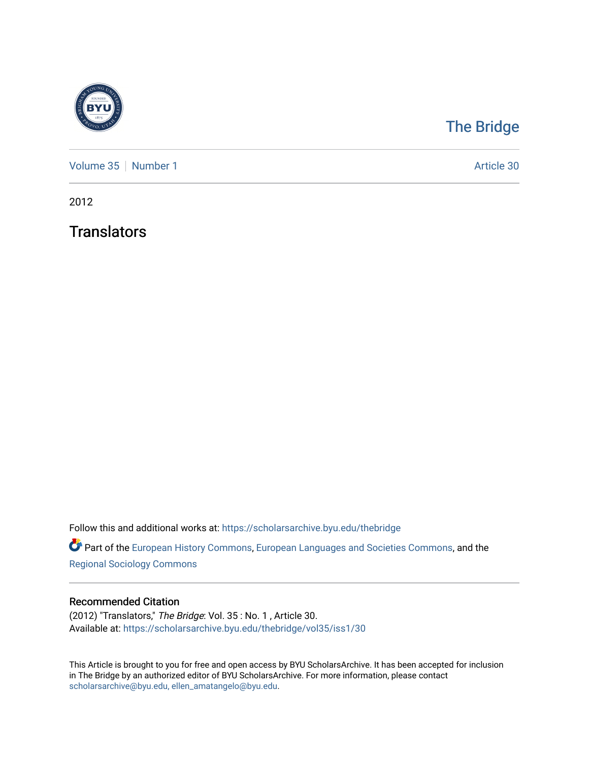The Bridge

Volume 35 | Number 1 | Article 30

2012

# Translators

Follow this and additional works at: https://scholarsarchive.byu.edu/thebridge

Part of the European History Commons, European Languages and Societies Commons, and the Regional Sociology Commons

## Recommended Citation

(2012) "Translators," *The Bridge*: Vol. 35 : No. 1 , Article 30.
Available at: https://scholarsarchive.byu.edu/thebridge/vol35/iss1/30

This Article is brought to you for free and open access by BYU ScholarsArchive. It has been accepted for inclusion in The Bridge by an authorized editor of BYU ScholarsArchive. For more information, please contact scholarsarchive@byu.edu, ellen_amatangelo@byu.edu.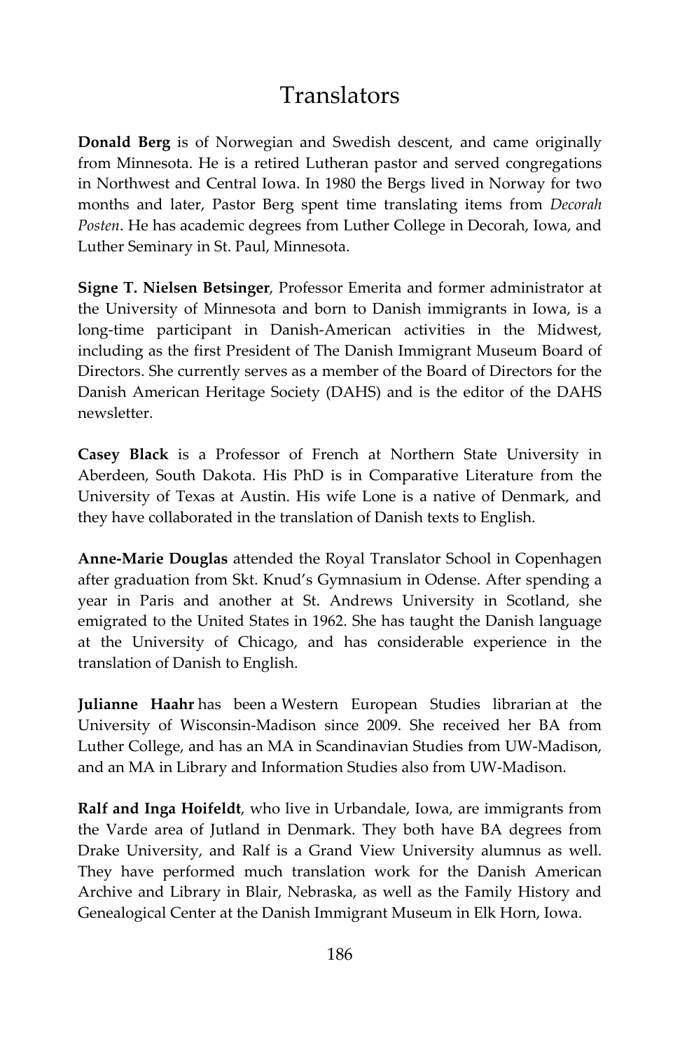# Translators

**Donald Berg** is of Norwegian and Swedish descent, and came originally from Minnesota. He is a retired Lutheran pastor and served congregations in Northwest and Central Iowa. In 1980 the Bergs lived in Norway for two months and later, Pastor Berg spent time translating items from *Decorah Posten*. He has academic degrees from Luther College in Decorah, Iowa, and Luther Seminary in St. Paul, Minnesota.

**Signe T. Nielsen Betsinger**, Professor Emerita and former administrator at the University of Minnesota and born to Danish immigrants in Iowa, is a long-time participant in Danish-American activities in the Midwest, including as the first President of The Danish Immigrant Museum Board of Directors. She currently serves as a member of the Board of Directors for the Danish American Heritage Society (DAHS) and is the editor of the DAHS newsletter.

**Casey Black** is a Professor of French at Northern State University in Aberdeen, South Dakota. His PhD is in Comparative Literature from the University of Texas at Austin. His wife Lone is a native of Denmark, and they have collaborated in the translation of Danish texts to English.

**Anne-Marie Douglas** attended the Royal Translator School in Copenhagen after graduation from Skt. Knud's Gymnasium in Odense. After spending a year in Paris and another at St. Andrews University in Scotland, she emigrated to the United States in 1962. She has taught the Danish language at the University of Chicago, and has considerable experience in the translation of Danish to English.

**Julianne Haahr** has been a Western European Studies librarian at the University of Wisconsin-Madison since 2009. She received her BA from Luther College, and has an MA in Scandinavian Studies from UW-Madison, and an MA in Library and Information Studies also from UW-Madison.

**Ralf and Inga Hoifeldt**, who live in Urbandale, Iowa, are immigrants from the Varde area of Jutland in Denmark. They both have BA degrees from Drake University, and Ralf is a Grand View University alumnus as well. They have performed much translation work for the Danish American Archive and Library in Blair, Nebraska, as well as the Family History and Genealogical Center at the Danish Immigrant Museum in Elk Horn, Iowa.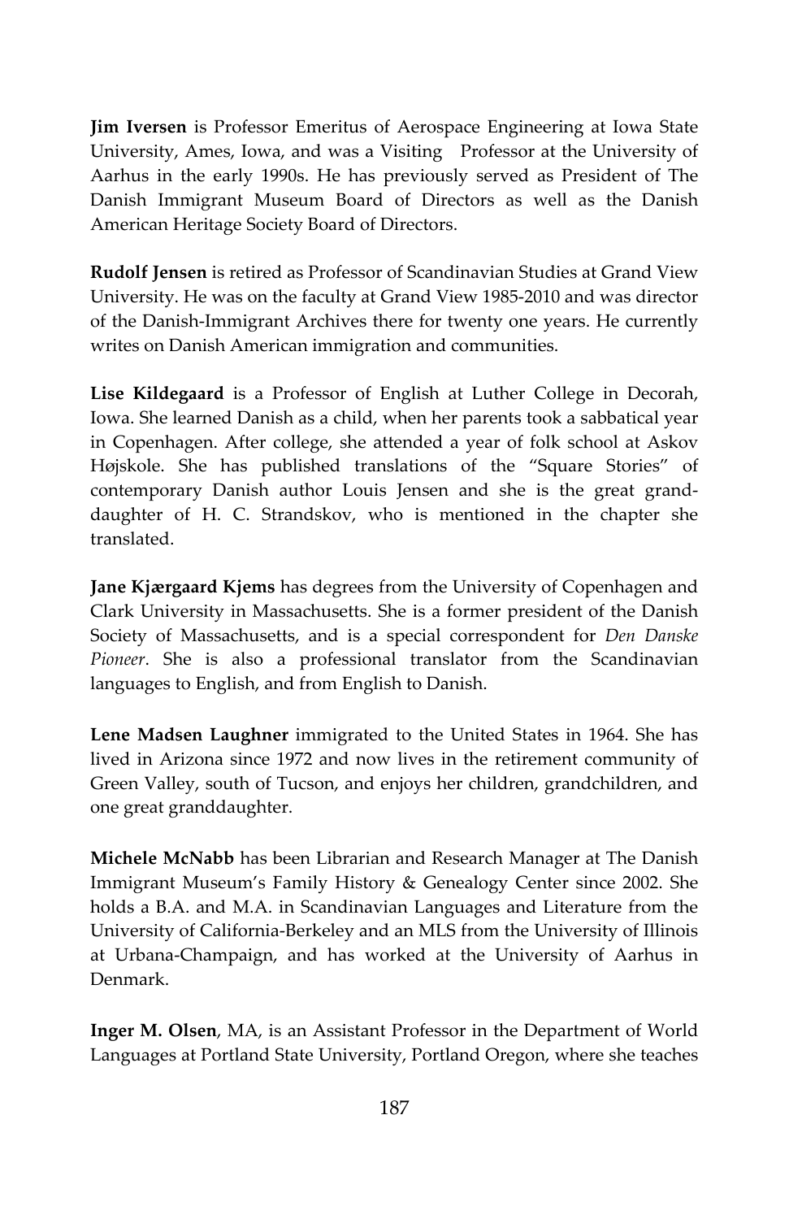**Jim Iversen** is Professor Emeritus of Aerospace Engineering at Iowa State University, Ames, Iowa, and was a Visiting Professor at the University of Aarhus in the early 1990s. He has previously served as President of The Danish Immigrant Museum Board of Directors as well as the Danish American Heritage Society Board of Directors.

**Rudolf Jensen** is retired as Professor of Scandinavian Studies at Grand View University. He was on the faculty at Grand View 1985-2010 and was director of the Danish-Immigrant Archives there for twenty one years. He currently writes on Danish American immigration and communities.

**Lise Kildegaard** is a Professor of English at Luther College in Decorah, Iowa. She learned Danish as a child, when her parents took a sabbatical year in Copenhagen. After college, she attended a year of folk school at Askov Højskole. She has published translations of the "Square Stories" of contemporary Danish author Louis Jensen and she is the great grand-daughter of H. C. Strandskov, who is mentioned in the chapter she translated.

**Jane Kjærgaard Kjems** has degrees from the University of Copenhagen and Clark University in Massachusetts. She is a former president of the Danish Society of Massachusetts, and is a special correspondent for *Den Danske Pioneer*. She is also a professional translator from the Scandinavian languages to English, and from English to Danish.

**Lene Madsen Laughner** immigrated to the United States in 1964. She has lived in Arizona since 1972 and now lives in the retirement community of Green Valley, south of Tucson, and enjoys her children, grandchildren, and one great granddaughter.

**Michele McNabb** has been Librarian and Research Manager at The Danish Immigrant Museum's Family History & Genealogy Center since 2002. She holds a B.A. and M.A. in Scandinavian Languages and Literature from the University of California-Berkeley and an MLS from the University of Illinois at Urbana-Champaign, and has worked at the University of Aarhus in Denmark.

**Inger M. Olsen**, MA, is an Assistant Professor in the Department of World Languages at Portland State University, Portland Oregon, where she teaches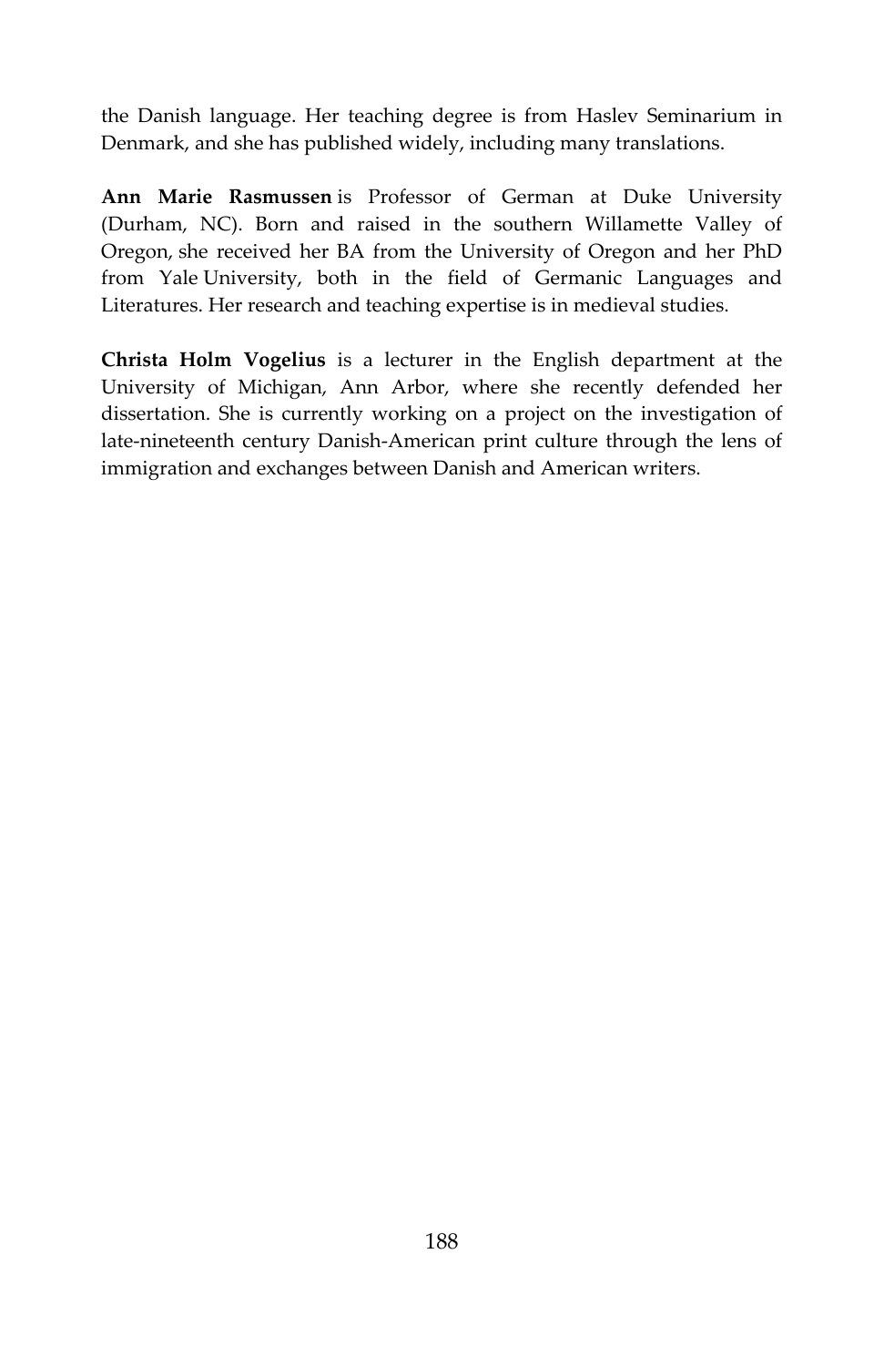the Danish language. Her teaching degree is from Haslev Seminarium in Denmark, and she has published widely, including many translations.

**Ann Marie Rasmussen** is Professor of German at Duke University (Durham, NC). Born and raised in the southern Willamette Valley of Oregon, she received her BA from the University of Oregon and her PhD from Yale University, both in the field of Germanic Languages and Literatures. Her research and teaching expertise is in medieval studies.

**Christa Holm Vogelius** is a lecturer in the English department at the University of Michigan, Ann Arbor, where she recently defended her dissertation. She is currently working on a project on the investigation of late-nineteenth century Danish-American print culture through the lens of immigration and exchanges between Danish and American writers.